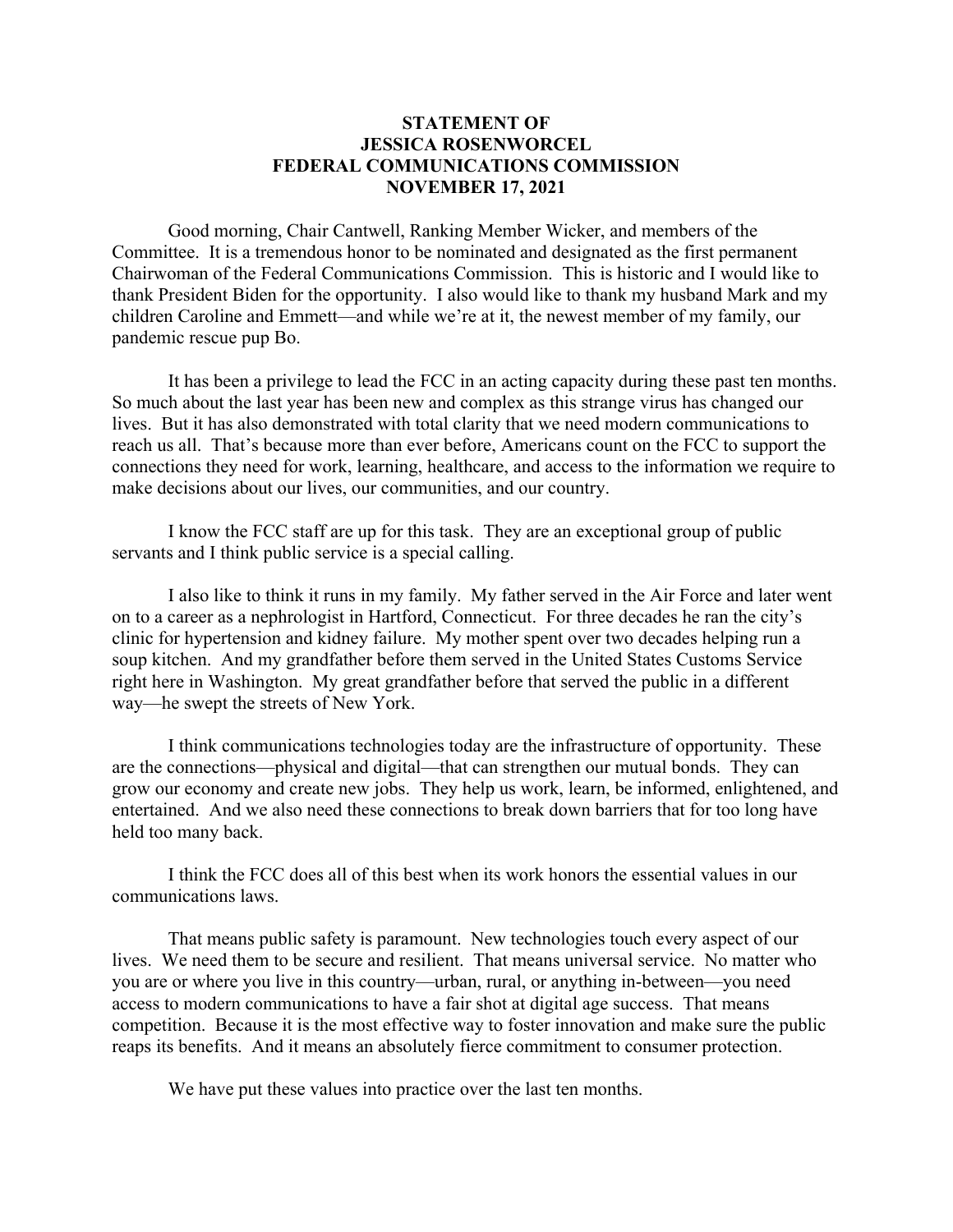**STATEMENT OF**
**JESSICA ROSENWORCEL**
**FEDERAL COMMUNICATIONS COMMISSION**
**NOVEMBER 17, 2021**

Good morning, Chair Cantwell, Ranking Member Wicker, and members of the Committee. It is a tremendous honor to be nominated and designated as the first permanent Chairwoman of the Federal Communications Commission. This is historic and I would like to thank President Biden for the opportunity. I also would like to thank my husband Mark and my children Caroline and Emmett—and while we're at it, the newest member of my family, our pandemic rescue pup Bo.

It has been a privilege to lead the FCC in an acting capacity during these past ten months. So much about the last year has been new and complex as this strange virus has changed our lives. But it has also demonstrated with total clarity that we need modern communications to reach us all. That's because more than ever before, Americans count on the FCC to support the connections they need for work, learning, healthcare, and access to the information we require to make decisions about our lives, our communities, and our country.

I know the FCC staff are up for this task. They are an exceptional group of public servants and I think public service is a special calling.

I also like to think it runs in my family. My father served in the Air Force and later went on to a career as a nephrologist in Hartford, Connecticut. For three decades he ran the city's clinic for hypertension and kidney failure. My mother spent over two decades helping run a soup kitchen. And my grandfather before them served in the United States Customs Service right here in Washington. My great grandfather before that served the public in a different way—he swept the streets of New York.

I think communications technologies today are the infrastructure of opportunity. These are the connections—physical and digital—that can strengthen our mutual bonds. They can grow our economy and create new jobs. They help us work, learn, be informed, enlightened, and entertained. And we also need these connections to break down barriers that for too long have held too many back.

I think the FCC does all of this best when its work honors the essential values in our communications laws.

That means public safety is paramount. New technologies touch every aspect of our lives. We need them to be secure and resilient. That means universal service. No matter who you are or where you live in this country—urban, rural, or anything in-between—you need access to modern communications to have a fair shot at digital age success. That means competition. Because it is the most effective way to foster innovation and make sure the public reaps its benefits. And it means an absolutely fierce commitment to consumer protection.

We have put these values into practice over the last ten months.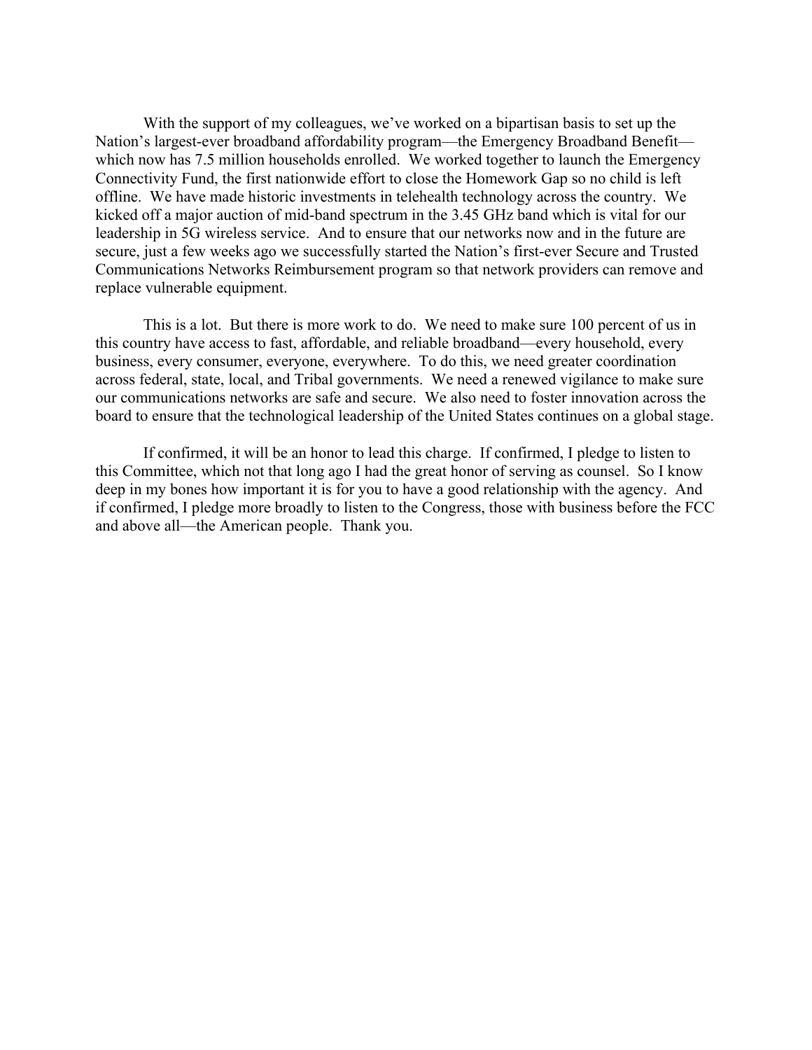With the support of my colleagues, we've worked on a bipartisan basis to set up the Nation's largest-ever broadband affordability program—the Emergency Broadband Benefit—which now has 7.5 million households enrolled. We worked together to launch the Emergency Connectivity Fund, the first nationwide effort to close the Homework Gap so no child is left offline. We have made historic investments in telehealth technology across the country. We kicked off a major auction of mid-band spectrum in the 3.45 GHz band which is vital for our leadership in 5G wireless service. And to ensure that our networks now and in the future are secure, just a few weeks ago we successfully started the Nation's first-ever Secure and Trusted Communications Networks Reimbursement program so that network providers can remove and replace vulnerable equipment.

This is a lot. But there is more work to do. We need to make sure 100 percent of us in this country have access to fast, affordable, and reliable broadband—every household, every business, every consumer, everyone, everywhere. To do this, we need greater coordination across federal, state, local, and Tribal governments. We need a renewed vigilance to make sure our communications networks are safe and secure. We also need to foster innovation across the board to ensure that the technological leadership of the United States continues on a global stage.

If confirmed, it will be an honor to lead this charge. If confirmed, I pledge to listen to this Committee, which not that long ago I had the great honor of serving as counsel. So I know deep in my bones how important it is for you to have a good relationship with the agency. And if confirmed, I pledge more broadly to listen to the Congress, those with business before the FCC and above all—the American people. Thank you.